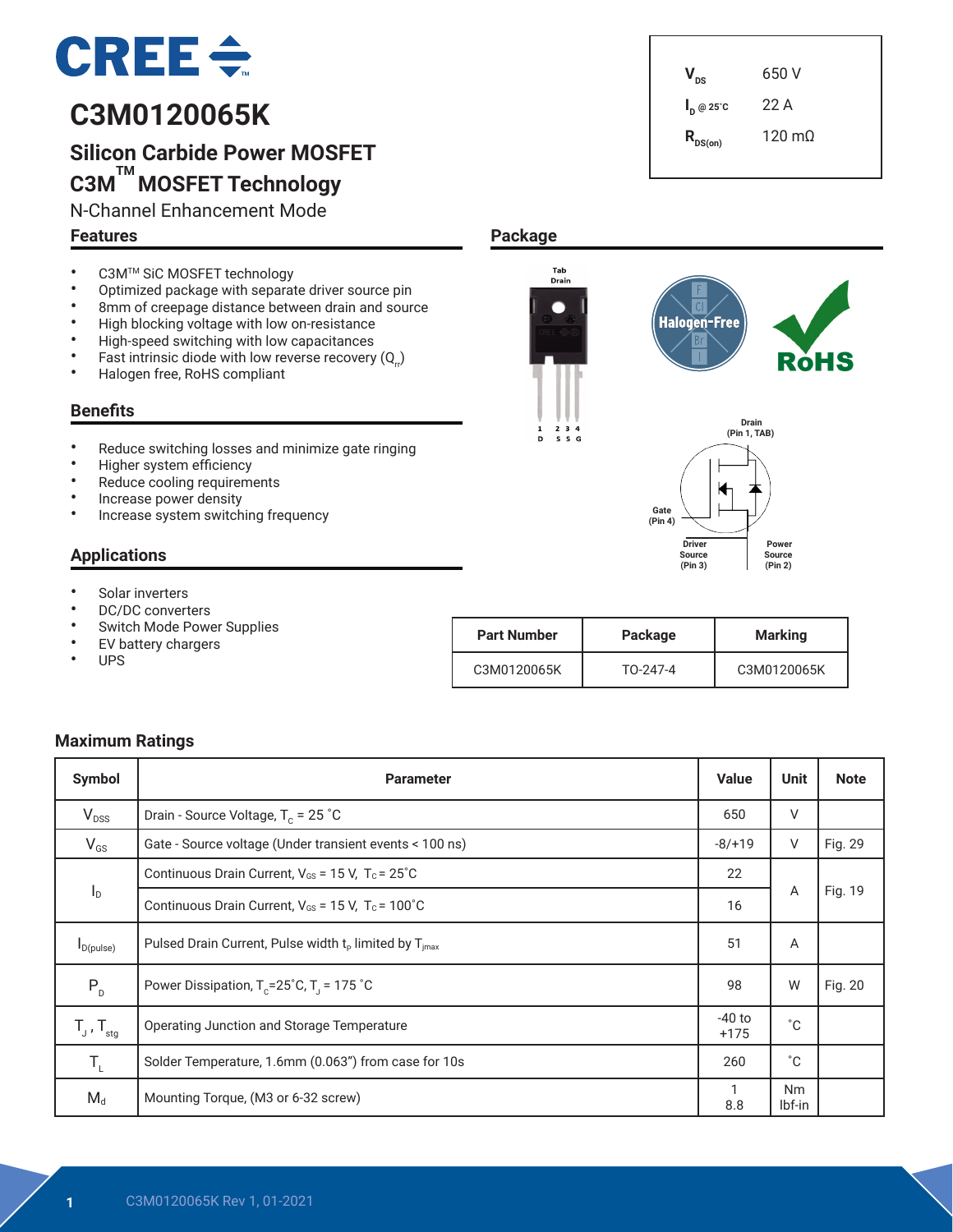# C3M0120065K

## Silicon Carbide Power MOSFET
## C3M™ MOSFET Technology

N-Channel Enhancement Mode

| | |
|---|---|
| $V_{DS}$ | 650 V |
| $I_D$ @ 25˚C | 22 A |
| $R_{DS(on)}$ | 120 mΩ |

### Features

- C3M™ SiC MOSFET technology
- Optimized package with separate driver source pin
- 8mm of creepage distance between drain and source
- High blocking voltage with low on-resistance
- High-speed switching with low capacitances
- Fast intrinsic diode with low reverse recovery ($Q_{rr}$)
- Halogen free, RoHS compliant

### Benefits

- Reduce switching losses and minimize gate ringing
- Higher system efficiency
- Reduce cooling requirements
- Increase power density
- Increase system switching frequency

### Applications

- Solar inverters
- DC/DC converters
- Switch Mode Power Supplies
- EV battery chargers
- UPS

### Package

Tab Drain

1 D, 2 S, 3 S, 4 G

Drain (Pin 1, TAB)
Gate (Pin 4)
Driver Source (Pin 3)
Power Source (Pin 2)

| Part Number | Package | Marking |
|---|---|---|
| C3M0120065K | TO-247-4 | C3M0120065K |

### Maximum Ratings

| Symbol | Parameter | Value | Unit | Note |
|---|---|---|---|---|
| $V_{DSS}$ | Drain - Source Voltage, $T_C$ = 25 ˚C | 650 | V | |
| $V_{GS}$ | Gate - Source voltage (Under transient events < 100 ns) | -8/+19 | V | Fig. 29 |
| $I_D$ | Continuous Drain Current, $V_{GS}$ = 15 V, $T_C$ = 25˚C | 22 | A | Fig. 19 |
| | Continuous Drain Current, $V_{GS}$ = 15 V, $T_C$ = 100˚C | 16 | | |
| $I_{D(pulse)}$ | Pulsed Drain Current, Pulse width $t_P$ limited by $T_{jmax}$ | 51 | A | |
| $P_D$ | Power Dissipation, $T_C$=25˚C, $T_J$ = 175 ˚C | 98 | W | Fig. 20 |
| $T_J$ , $T_{stg}$ | Operating Junction and Storage Temperature | -40 to +175 | ˚C | |
| $T_L$ | Solder Temperature, 1.6mm (0.063") from case for 10s | 260 | ˚C | |
| $M_d$ | Mounting Torque, (M3 or 6-32 screw) | 1<br>8.8 | Nm<br>lbf-in | |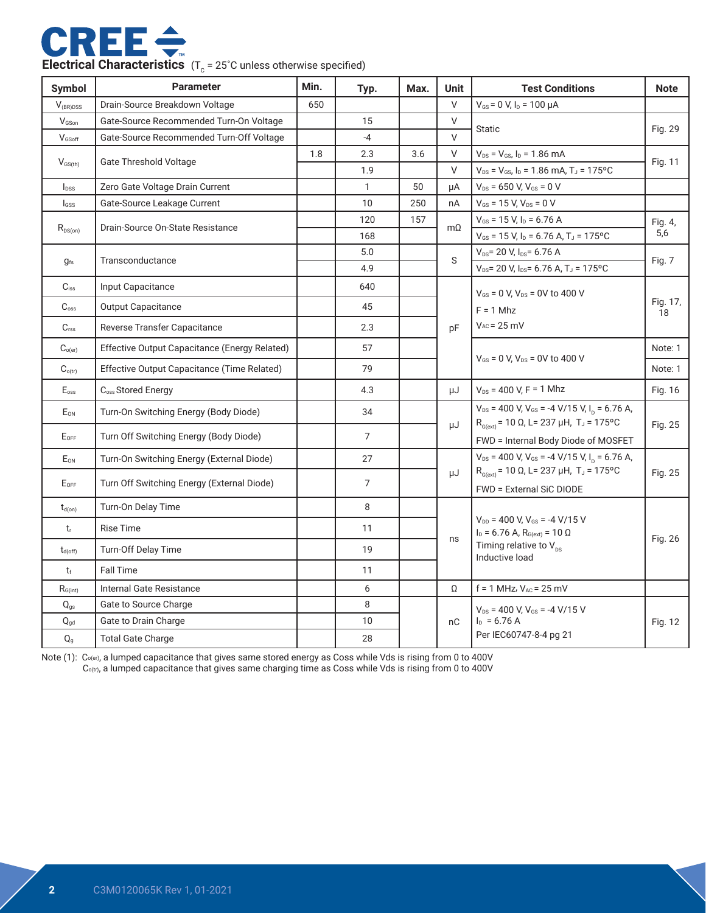## Electrical Characteristics ($T_C$ = 25˚C unless otherwise specified)

| Symbol | Parameter | Min. | Typ. | Max. | Unit | Test Conditions | Note |
|---|---|---|---|---|---|---|---|
| $V_{(BR)DSS}$ | Drain-Source Breakdown Voltage | 650 | | | V | $V_{GS}$ = 0 V, $I_D$ = 100 μA | |
| $V_{GSon}$ | Gate-Source Recommended Turn-On Voltage | | 15 | | V | Static | Fig. 29 |
| $V_{GSoff}$ | Gate-Source Recommended Turn-Off Voltage | | -4 | | V | | |
| $V_{GS(th)}$ | Gate Threshold Voltage | 1.8 | 2.3 | 3.6 | V | $V_{DS}$ = $V_{GS}$, $I_D$ = 1.86 mA | Fig. 11 |
| | | | 1.9 | | V | $V_{DS}$ = $V_{GS}$, $I_D$ = 1.86 mA, $T_J$ = 175ºC | |
| $I_{DSS}$ | Zero Gate Voltage Drain Current | | 1 | 50 | μA | $V_{DS}$ = 650 V, $V_{GS}$ = 0 V | |
| $I_{GSS}$ | Gate-Source Leakage Current | | 10 | 250 | nA | $V_{GS}$ = 15 V, $V_{DS}$ = 0 V | |
| $R_{DS(on)}$ | Drain-Source On-State Resistance | | 120 | 157 | mΩ | $V_{GS}$ = 15 V, $I_D$ = 6.76 A | Fig. 4, 5,6 |
| | | | 168 | | | $V_{GS}$ = 15 V, $I_D$ = 6.76 A, $T_J$ = 175ºC | |
| $g_{fs}$ | Transconductance | | 5.0 | | S | $V_{DS}$= 20 V, $I_{DS}$= 6.76 A | Fig. 7 |
| | | | 4.9 | | | $V_{DS}$= 20 V, $I_{DS}$= 6.76 A, $T_J$ = 175ºC | |
| $C_{iss}$ | Input Capacitance | | 640 | | pF | $V_{GS}$ = 0 V, $V_{DS}$ = 0V to 400 V<br>F = 1 Mhz<br>$V_{AC}$ = 25 mV | Fig. 17, 18 |
| $C_{oss}$ | Output Capacitance | | 45 | | | | |
| $C_{rss}$ | Reverse Transfer Capacitance | | 2.3 | | | | |
| $C_{o(er)}$ | Effective Output Capacitance (Energy Related) | | 57 | | | $V_{GS}$ = 0 V, $V_{DS}$ = 0V to 400 V | Note: 1 |
| $C_{o(tr)}$ | Effective Output Capacitance (Time Related) | | 79 | | | | Note: 1 |
| $E_{oss}$ | $C_{oss}$ Stored Energy | | 4.3 | | μJ | $V_{DS}$ = 400 V, F = 1 Mhz | Fig. 16 |
| $E_{ON}$ | Turn-On Switching Energy (Body Diode) | | 34 | | μJ | $V_{DS}$ = 400 V, $V_{GS}$ = -4 V/15 V, $I_D$ = 6.76 A, $R_{G(ext)}$ = 10 Ω, L= 237 μH, $T_J$ = 175ºC<br>FWD = Internal Body Diode of MOSFET | Fig. 25 |
| $E_{OFF}$ | Turn Off Switching Energy (Body Diode) | | 7 | | | | |
| $E_{ON}$ | Turn-On Switching Energy (External Diode) | | 27 | | μJ | $V_{DS}$ = 400 V, $V_{GS}$ = -4 V/15 V, $I_D$ = 6.76 A, $R_{G(ext)}$ = 10 Ω, L= 237 μH, $T_J$ = 175ºC<br>FWD = External SiC DIODE | Fig. 25 |
| $E_{OFF}$ | Turn Off Switching Energy (External Diode) | | 7 | | | | |
| $t_{d(on)}$ | Turn-On Delay Time | | 8 | | ns | $V_{DD}$ = 400 V, $V_{GS}$ = -4 V/15 V<br>$I_D$ = 6.76 A, $R_{G(ext)}$ = 10 Ω<br>Timing relative to $V_{DS}$<br>Inductive load | Fig. 26 |
| $t_r$ | Rise Time | | 11 | | | | |
| $t_{d(off)}$ | Turn-Off Delay Time | | 19 | | | | |
| $t_f$ | Fall Time | | 11 | | | | |
| $R_{G(int)}$ | Internal Gate Resistance | | 6 | | Ω | f = 1 MHz, $V_{AC}$ = 25 mV | |
| $Q_{gs}$ | Gate to Source Charge | | 8 | | nC | $V_{DS}$ = 400 V, $V_{GS}$ = -4 V/15 V<br>$I_D$ = 6.76 A<br>Per IEC60747-8-4 pg 21 | Fig. 12 |
| $Q_{gd}$ | Gate to Drain Charge | | 10 | | | | |
| $Q_g$ | Total Gate Charge | | 28 | | | | |

Note (1): $C_{o(er)}$, a lumped capacitance that gives same stored energy as Coss while Vds is rising from 0 to 400V
$C_{o(tr)}$, a lumped capacitance that gives same charging time as Coss while Vds is rising from 0 to 400V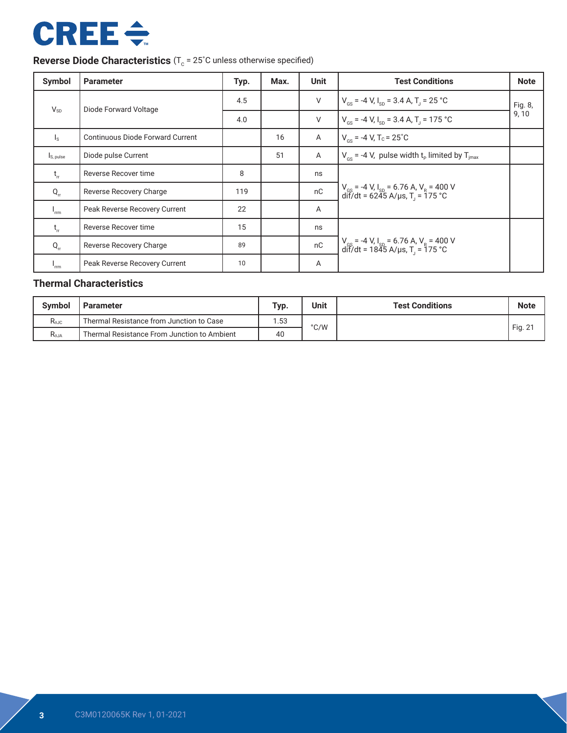## Reverse Diode Characteristics ($T_C$ = 25˚C unless otherwise specified)

| Symbol | Parameter | Typ. | Max. | Unit | Test Conditions | Note |
|---|---|---|---|---|---|---|
| $V_{SD}$ | Diode Forward Voltage | 4.5 | | V | $V_{GS}$ = -4 V, $I_{SD}$ = 3.4 A, $T_J$ = 25 °C | Fig. 8, 9, 10 |
| | | 4.0 | | V | $V_{GS}$ = -4 V, $I_{SD}$ = 3.4 A, $T_J$ = 175 °C | |
| $I_S$ | Continuous Diode Forward Current | | 16 | A | $V_{GS}$ = -4 V, $T_C$ = 25˚C | |
| $I_{S, pulse}$ | Diode pulse Current | | 51 | A | $V_{GS}$ = -4 V, pulse width $t_P$ limited by $T_{jmax}$ | |
| $t_{rr}$ | Reverse Recover time | 8 | | ns | $V_{GS}$ = -4 V, $I_{SD}$ = 6.76 A, $V_R$ = 400 V dif/dt = 6245 A/µs, $T_J$ = 175 °C | |
| $Q_{rr}$ | Reverse Recovery Charge | 119 | | nC | | |
| $I_{rrm}$ | Peak Reverse Recovery Current | 22 | | A | | |
| $t_{rr}$ | Reverse Recover time | 15 | | ns | $V_{GS}$ = -4 V, $I_{SD}$ = 6.76 A, $V_R$ = 400 V dif/dt = 1845 A/µs, $T_J$ = 175 °C | |
| $Q_{rr}$ | Reverse Recovery Charge | 89 | | nC | | |
| $I_{rrm}$ | Peak Reverse Recovery Current | 10 | | A | | |

## Thermal Characteristics

| Symbol | Parameter | Typ. | Unit | Test Conditions | Note |
|---|---|---|---|---|---|
| $R_{\theta JC}$ | Thermal Resistance from Junction to Case | 1.53 | °C/W | | Fig. 21 |
| $R_{\theta JA}$ | Thermal Resistance From Junction to Ambient | 40 | | | |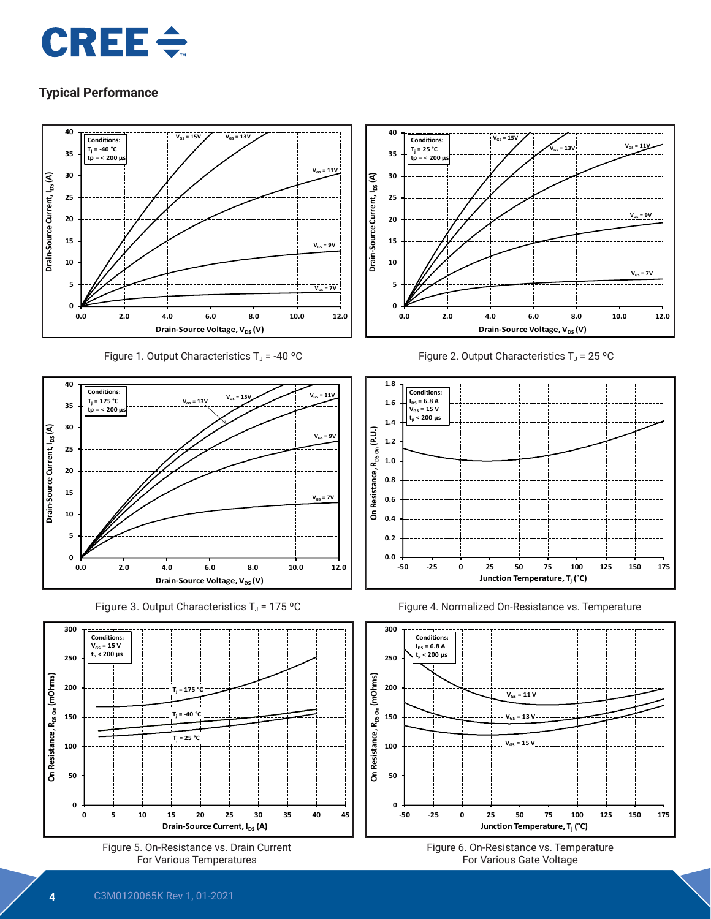## Typical Performance

Figure 1. Output Characteristics $T_J$ = -40 ºC

Figure 2. Output Characteristics $T_J$ = 25 ºC

Figure 3. Output Characteristics $T_J$ = 175 ºC

Figure 4. Normalized On-Resistance vs. Temperature

Figure 5. On-Resistance vs. Drain Current For Various Temperatures

Figure 6. On-Resistance vs. Temperature For Various Gate Voltage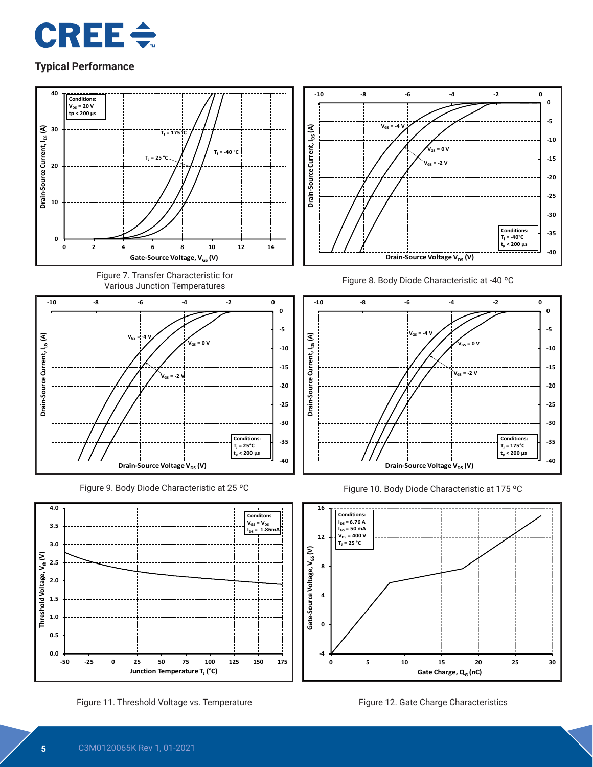## Typical Performance

Figure 7. Transfer Characteristic for Various Junction Temperatures

Figure 8. Body Diode Characteristic at -40 ºC

Figure 9. Body Diode Characteristic at 25 ºC

Figure 10. Body Diode Characteristic at 175 ºC

Figure 11. Threshold Voltage vs. Temperature

Figure 12. Gate Charge Characteristics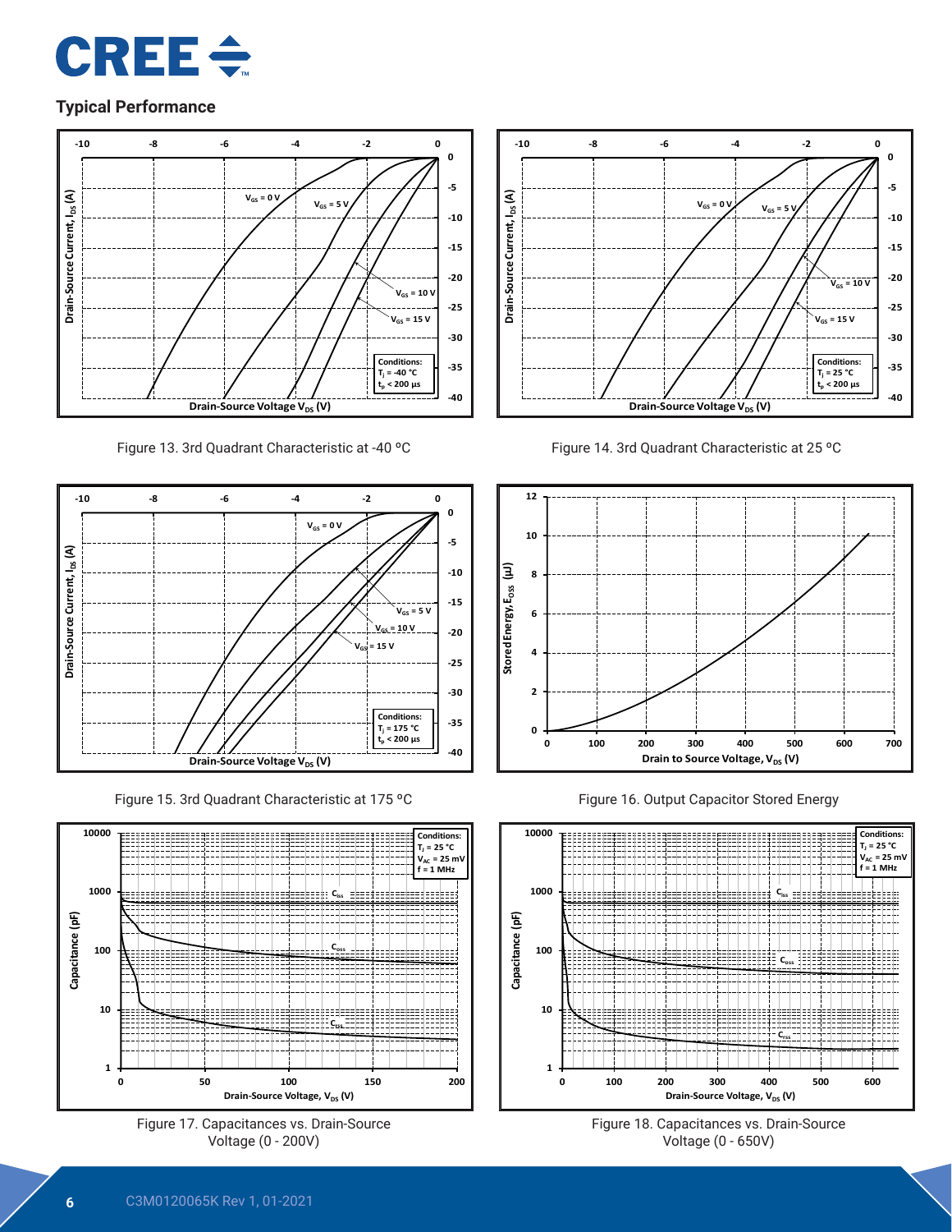## Typical Performance

Figure 13. 3rd Quadrant Characteristic at -40 ºC

Figure 14. 3rd Quadrant Characteristic at 25 ºC

Figure 15. 3rd Quadrant Characteristic at 175 ºC

Figure 16. Output Capacitor Stored Energy

Figure 17. Capacitances vs. Drain-Source Voltage (0 - 200V)

Figure 18. Capacitances vs. Drain-Source Voltage (0 - 650V)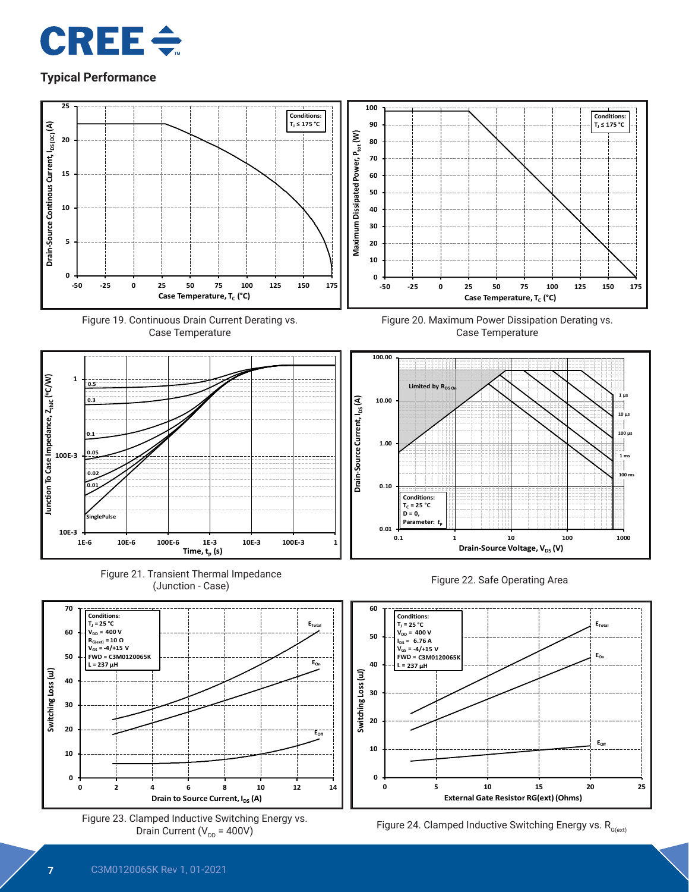## Typical Performance

Figure 19. Continuous Drain Current Derating vs. Case Temperature

Figure 20. Maximum Power Dissipation Derating vs. Case Temperature

Figure 21. Transient Thermal Impedance (Junction - Case)

Figure 22. Safe Operating Area

Figure 23. Clamped Inductive Switching Energy vs. Drain Current ($V_{DD}$ = 400V)

Figure 24. Clamped Inductive Switching Energy vs. $R_{G(ext)}$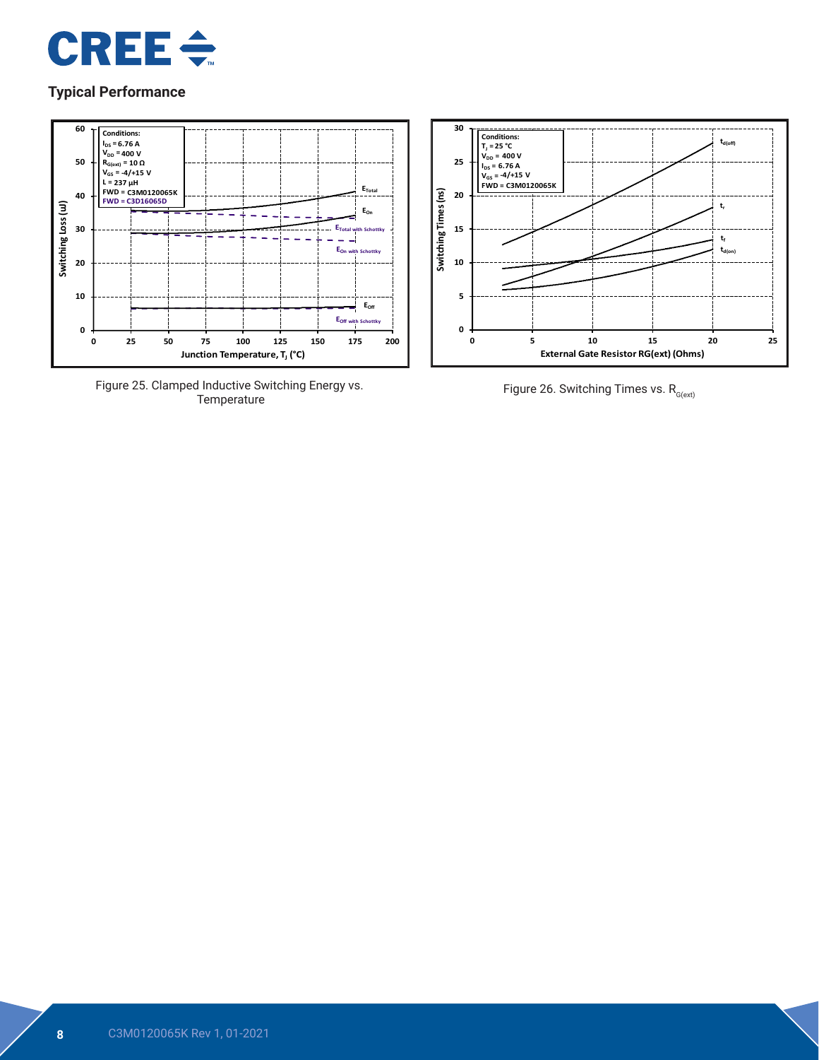## Typical Performance

Figure 25. Clamped Inductive Switching Energy vs. Temperature

Figure 26. Switching Times vs. $R_{G(ext)}$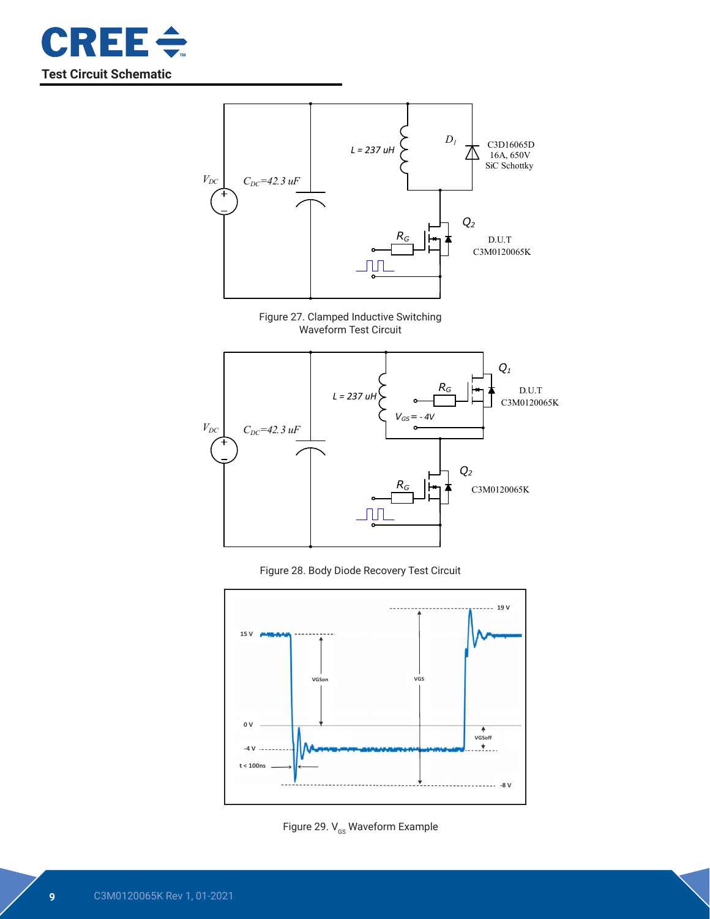## Test Circuit Schematic

Figure 27. Clamped Inductive Switching Waveform Test Circuit

Figure 28. Body Diode Recovery Test Circuit

Figure 29. $V_{GS}$ Waveform Example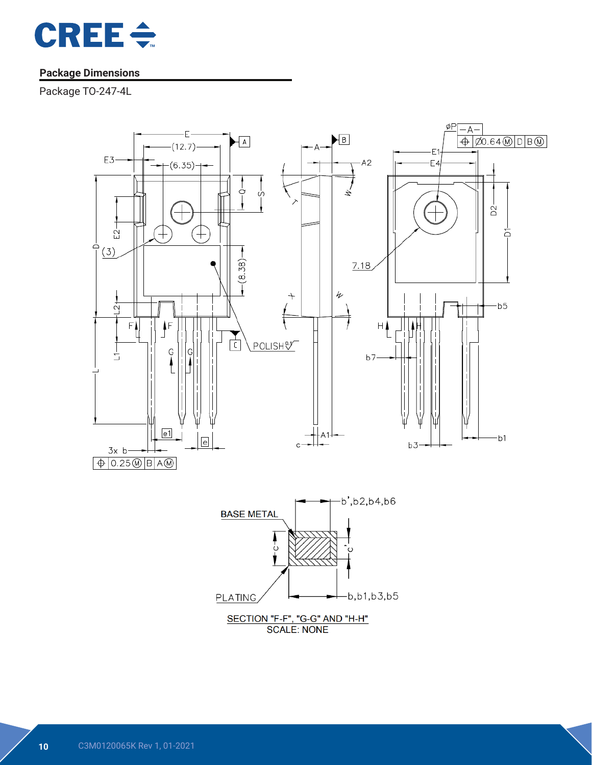## Package Dimensions

Package TO-247-4L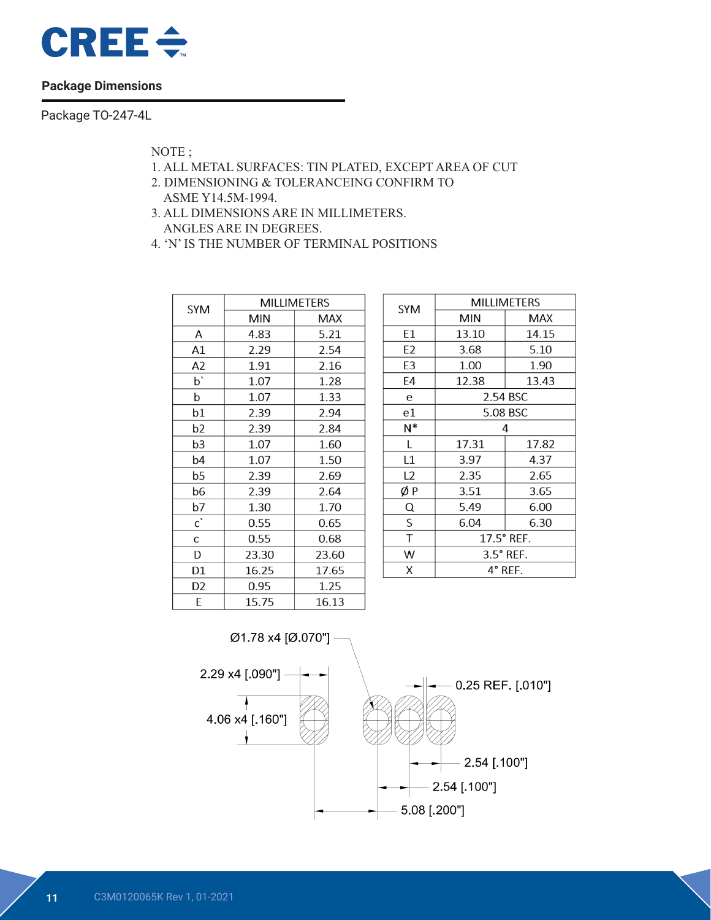## Package Dimensions

Package TO-247-4L

NOTE ;
1. ALL METAL SURFACES: TIN PLATED, EXCEPT AREA OF CUT
2. DIMENSIONING & TOLERANCEING CONFIRM TO ASME Y14.5M-1994.
3. ALL DIMENSIONS ARE IN MILLIMETERS. ANGLES ARE IN DEGREES.
4. 'N' IS THE NUMBER OF TERMINAL POSITIONS

| SYM | MILLIMETERS | |
|---|---|---|
| | MIN | MAX |
| A | 4.83 | 5.21 |
| A1 | 2.29 | 2.54 |
| A2 | 1.91 | 2.16 |
| b` | 1.07 | 1.28 |
| b | 1.07 | 1.33 |
| b1 | 2.39 | 2.94 |
| b2 | 2.39 | 2.84 |
| b3 | 1.07 | 1.60 |
| b4 | 1.07 | 1.50 |
| b5 | 2.39 | 2.69 |
| b6 | 2.39 | 2.64 |
| b7 | 1.30 | 1.70 |
| c` | 0.55 | 0.65 |
| c | 0.55 | 0.68 |
| D | 23.30 | 23.60 |
| D1 | 16.25 | 17.65 |
| D2 | 0.95 | 1.25 |
| E | 15.75 | 16.13 |

| SYM | MILLIMETERS | |
|---|---|---|
| | MIN | MAX |
| E1 | 13.10 | 14.15 |
| E2 | 3.68 | 5.10 |
| E3 | 1.00 | 1.90 |
| E4 | 12.38 | 13.43 |
| e | 2.54 BSC | |
| e1 | 5.08 BSC | |
| N* | 4 | |
| L | 17.31 | 17.82 |
| L1 | 3.97 | 4.37 |
| L2 | 2.35 | 2.65 |
| Ø P | 3.51 | 3.65 |
| Q | 5.49 | 6.00 |
| S | 6.04 | 6.30 |
| T | 17.5° REF. | |
| W | 3.5° REF. | |
| X | 4° REF. | |

Ø1.78 x4 [Ø.070"]

2.29 x4 [.090"]

4.06 x4 [.160"]

0.25 REF. [.010"]

2.54 [.100"]

2.54 [.100"]

5.08 [.200"]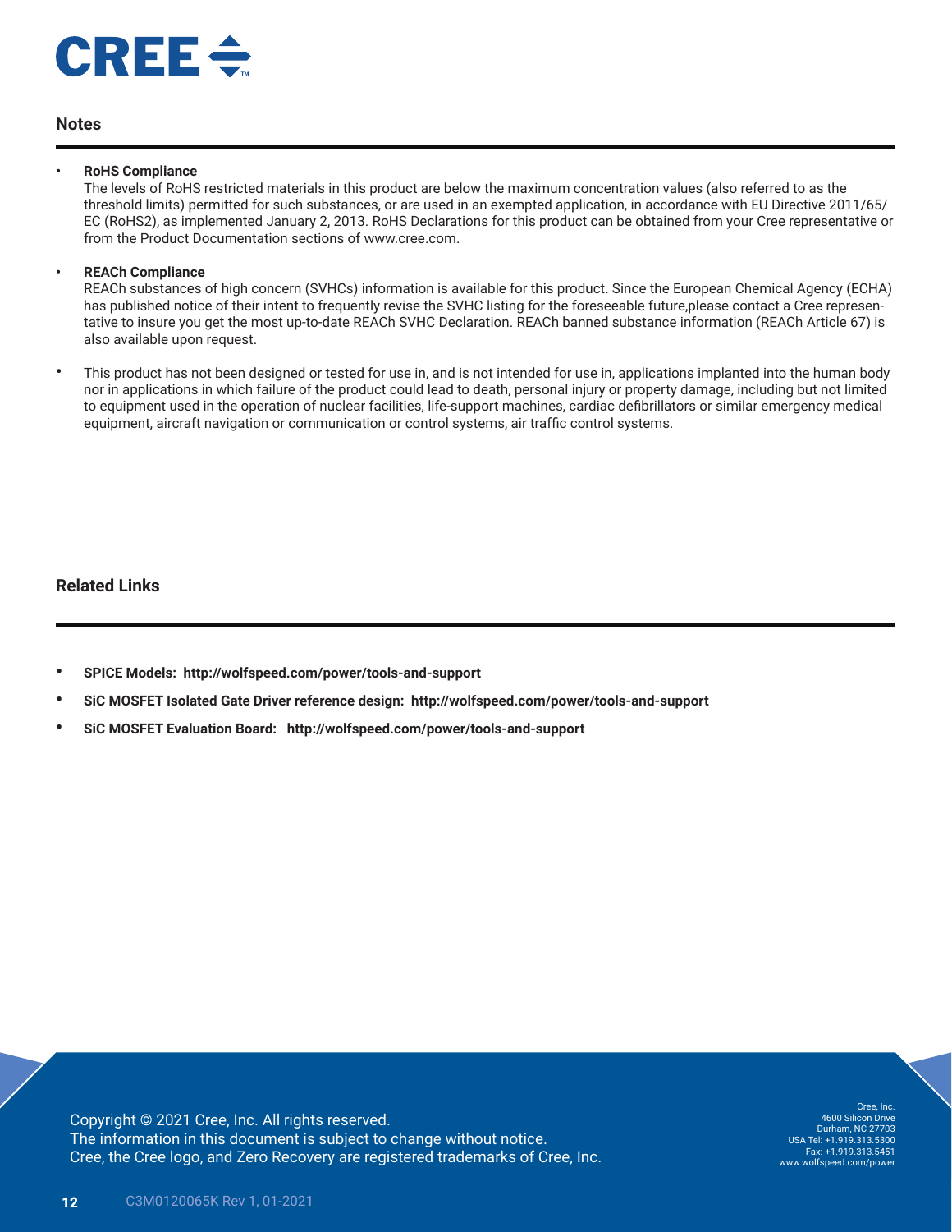## Notes

- **RoHS Compliance**
  The levels of RoHS restricted materials in this product are below the maximum concentration values (also referred to as the threshold limits) permitted for such substances, or are used in an exempted application, in accordance with EU Directive 2011/65/EC (RoHS2), as implemented January 2, 2013. RoHS Declarations for this product can be obtained from your Cree representative or from the Product Documentation sections of www.cree.com.

- **REACh Compliance**
  REACh substances of high concern (SVHCs) information is available for this product. Since the European Chemical Agency (ECHA) has published notice of their intent to frequently revise the SVHC listing for the foreseeable future,please contact a Cree representative to insure you get the most up-to-date REACh SVHC Declaration. REACh banned substance information (REACh Article 67) is also available upon request.

- This product has not been designed or tested for use in, and is not intended for use in, applications implanted into the human body nor in applications in which failure of the product could lead to death, personal injury or property damage, including but not limited to equipment used in the operation of nuclear facilities, life-support machines, cardiac defibrillators or similar emergency medical equipment, aircraft navigation or communication or control systems, air traffic control systems.

## Related Links

- **SPICE Models: http://wolfspeed.com/power/tools-and-support**
- **SiC MOSFET Isolated Gate Driver reference design: http://wolfspeed.com/power/tools-and-support**
- **SiC MOSFET Evaluation Board: http://wolfspeed.com/power/tools-and-support**

Copyright © 2021 Cree, Inc. All rights reserved.
The information in this document is subject to change without notice.
Cree, the Cree logo, and Zero Recovery are registered trademarks of Cree, Inc.

Cree, Inc.
4600 Silicon Drive
Durham, NC 27703
USA Tel: +1.919.313.5300
Fax: +1.919.313.5451
www.wolfspeed.com/power